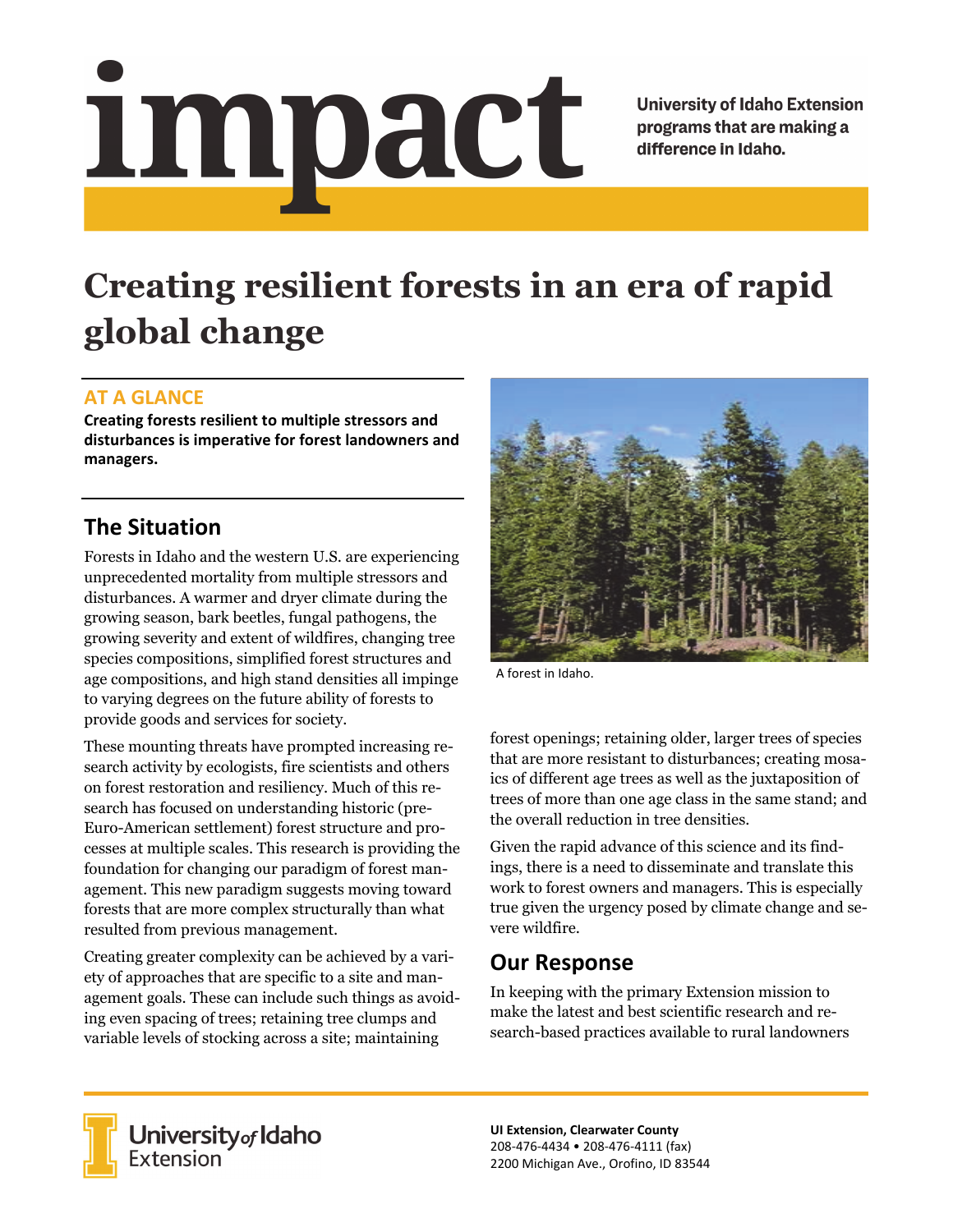# impact

University of Idaho Extension programs that are making a difference in Idaho.

# Creating resilient forests in an era of rapid global change

## AT A GLANCE

**Creating forests resilient to multiple stressors and disturbances is imperative for forest landowners and managers.**

## The Situation

Forests in Idaho and the western U.S. are experiencing unprecedented mortality from multiple stressors and disturbances. A warmer and dryer climate during the growing season, bark beetles, fungal pathogens, the growing severity and extent of wildfires, changing tree species compositions, simplified forest structures and age compositions, and high stand densities all impinge to varying degrees on the future ability of forests to provide goods and services for society.

These mounting threats have prompted increasing research activity by ecologists, fire scientists and others on forest restoration and resiliency. Much of this research has focused on understanding historic (pre-Euro-American settlement) forest structure and processes at multiple scales. This research is providing the foundation for changing our paradigm of forest management. This new paradigm suggests moving toward forests that are more complex structurally than what resulted from previous management.

Creating greater complexity can be achieved by a variety of approaches that are specific to a site and management goals. These can include such things as avoiding even spacing of trees; retaining tree clumps and variable levels of stocking across a site; maintaining forest openings; retaining older, larger trees of species that are more resistant to disturbances; creating mosaics of different age trees as well as the juxtaposition of trees of more than one age class in the same stand; and the overall reduction in tree densities.

A forest in Idaho.

Given the rapid advance of this science and its findings, there is a need to disseminate and translate this work to forest owners and managers. This is especially true given the urgency posed by climate change and severe wildfire.

## Our Response

In keeping with the primary Extension mission to make the latest and best scientific research and research-based practices available to rural landowners

University of Idaho Extension

**UI Extension, Clearwater County**
208-476-4434 • 208-476-4111 (fax)
2200 Michigan Ave., Orofino, ID 83544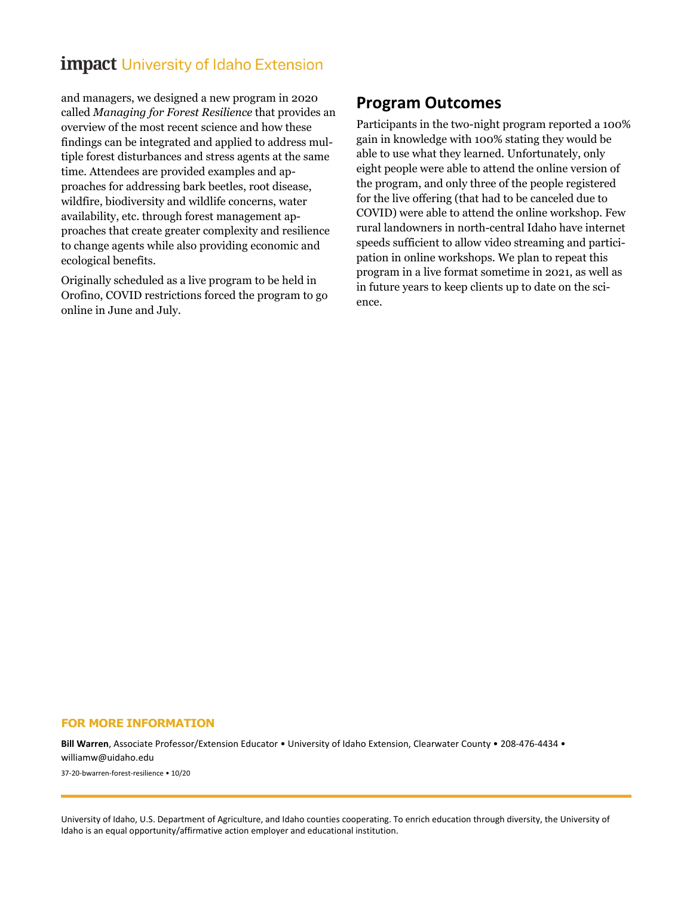and managers, we designed a new program in 2020 called *Managing for Forest Resilience* that provides an overview of the most recent science and how these findings can be integrated and applied to address multiple forest disturbances and stress agents at the same time. Attendees are provided examples and approaches for addressing bark beetles, root disease, wildfire, biodiversity and wildlife concerns, water availability, etc. through forest management approaches that create greater complexity and resilience to change agents while also providing economic and ecological benefits.

Originally scheduled as a live program to be held in Orofino, COVID restrictions forced the program to go online in June and July.

## Program Outcomes

Participants in the two-night program reported a 100% gain in knowledge with 100% stating they would be able to use what they learned. Unfortunately, only eight people were able to attend the online version of the program, and only three of the people registered for the live offering (that had to be canceled due to COVID) were able to attend the online workshop. Few rural landowners in north-central Idaho have internet speeds sufficient to allow video streaming and participation in online workshops. We plan to repeat this program in a live format sometime in 2021, as well as in future years to keep clients up to date on the science.

**FOR MORE INFORMATION**

**Bill Warren**, Associate Professor/Extension Educator • University of Idaho Extension, Clearwater County • 208-476-4434 • williamw@uidaho.edu

37-20-bwarren-forest-resilience • 10/20

University of Idaho, U.S. Department of Agriculture, and Idaho counties cooperating. To enrich education through diversity, the University of Idaho is an equal opportunity/affirmative action employer and educational institution.